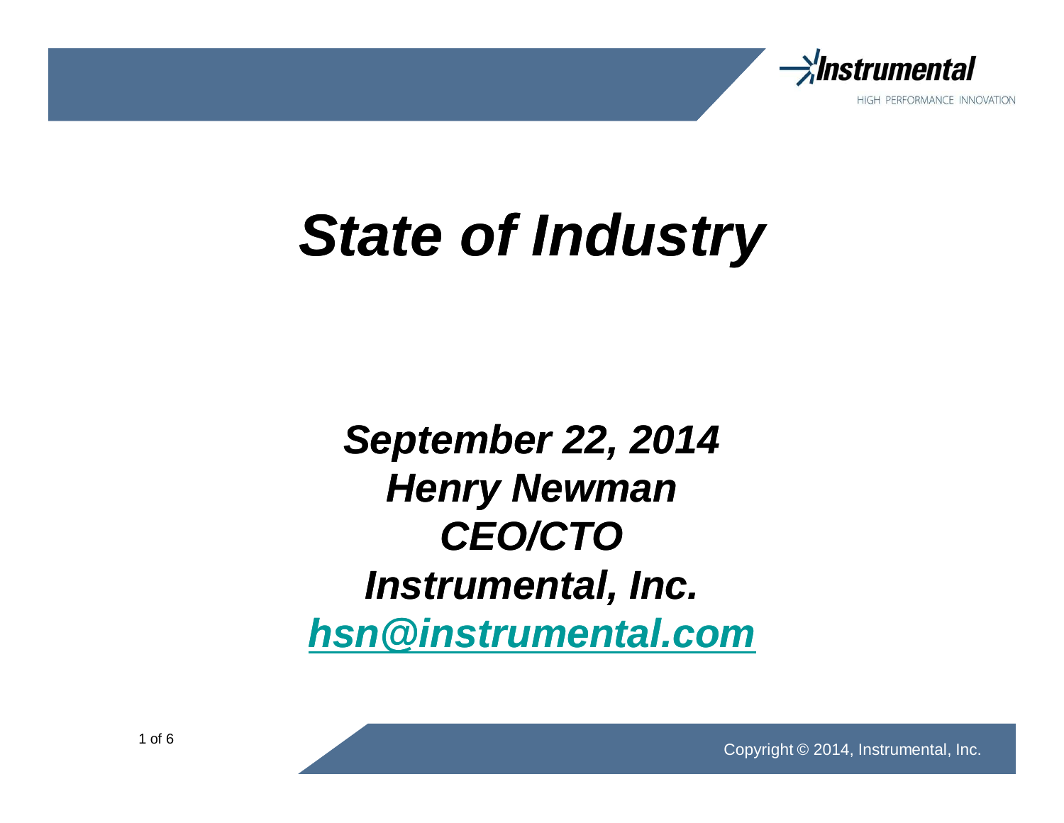# *State of Industry*

***September 22, 2014***
***Henry Newman***
***CEO/CTO***
***Instrumental, Inc.***
***hsn@instrumental.com***

Copyright © 2014, Instrumental, Inc.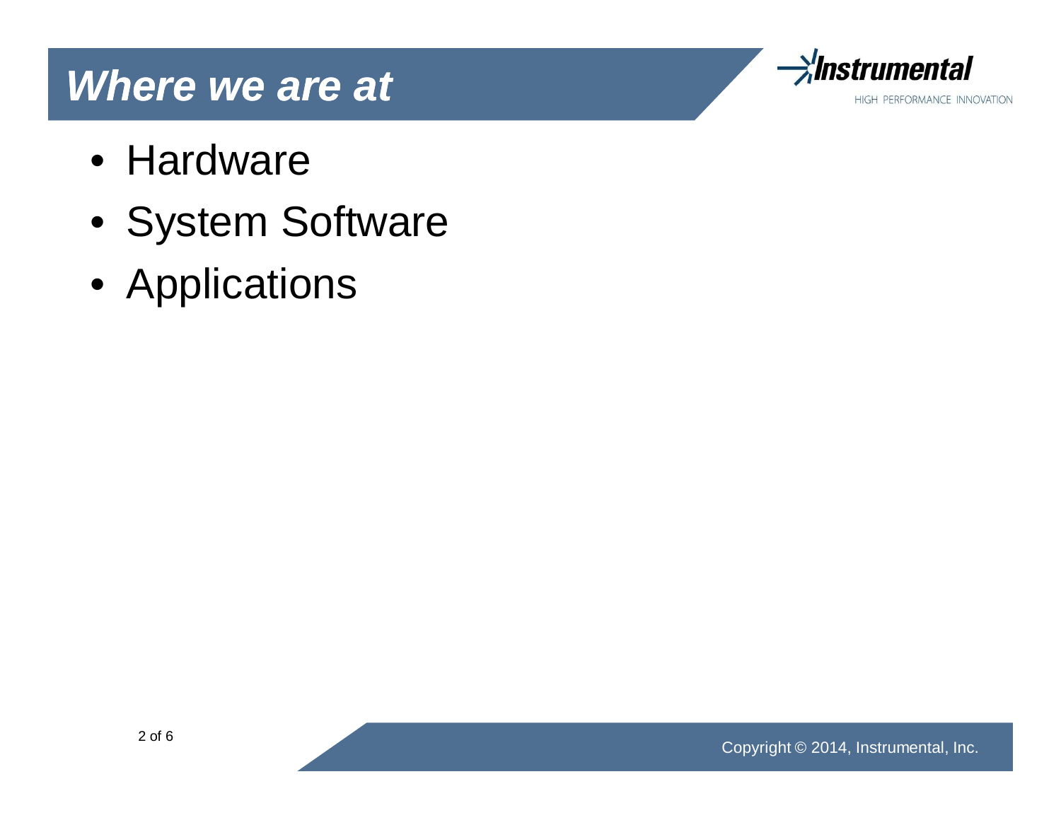# *Where we are at*

- Hardware
- System Software
- Applications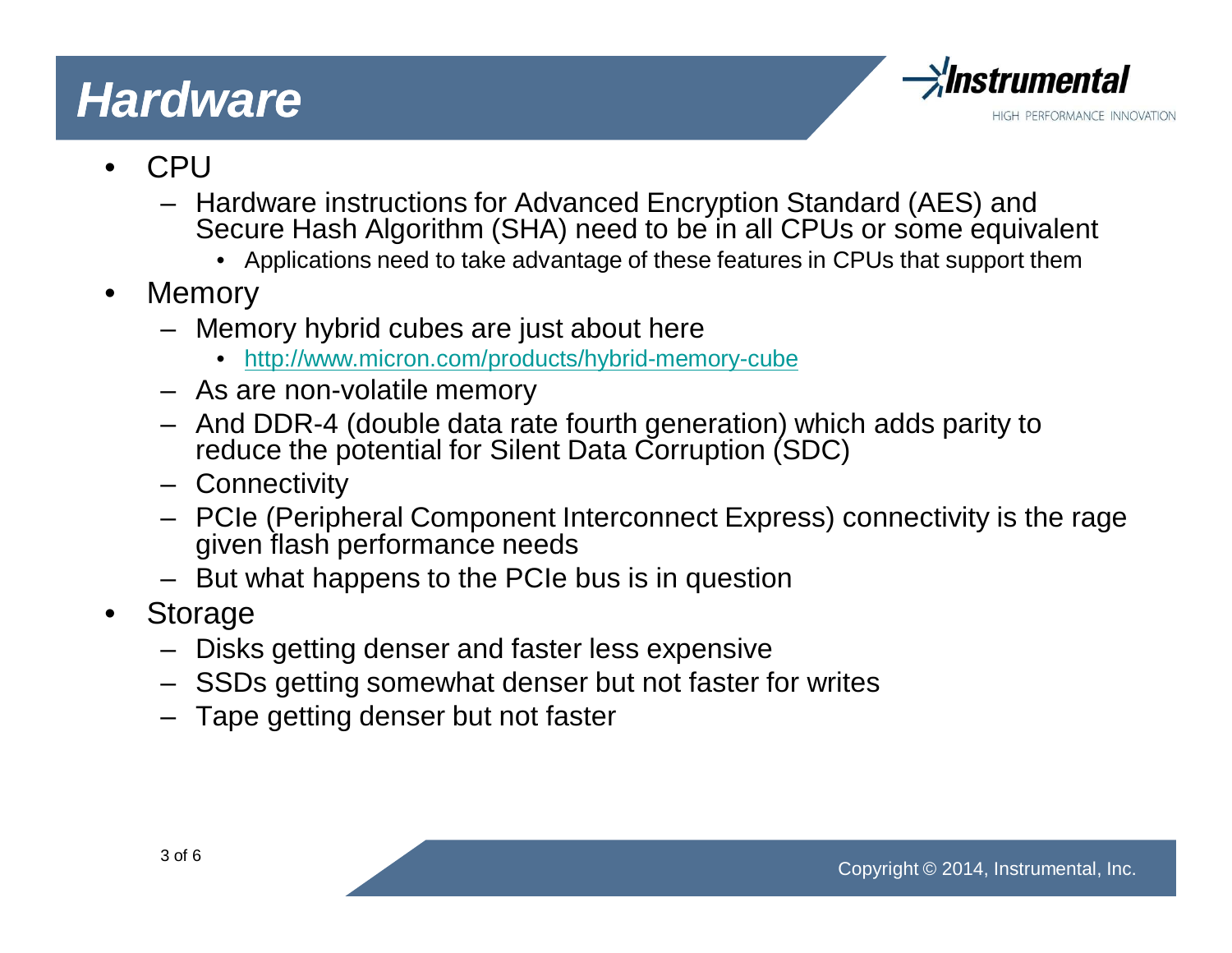# Hardware

- CPU
  - Hardware instructions for Advanced Encryption Standard (AES) and Secure Hash Algorithm (SHA) need to be in all CPUs or some equivalent
    - Applications need to take advantage of these features in CPUs that support them
- Memory
  - Memory hybrid cubes are just about here
    - http://www.micron.com/products/hybrid-memory-cube
  - As are non-volatile memory
  - And DDR-4 (double data rate fourth generation) which adds parity to reduce the potential for Silent Data Corruption (SDC)
  - Connectivity
  - PCIe (Peripheral Component Interconnect Express) connectivity is the rage given flash performance needs
  - But what happens to the PCIe bus is in question
- Storage
  - Disks getting denser and faster less expensive
  - SSDs getting somewhat denser but not faster for writes
  - Tape getting denser but not faster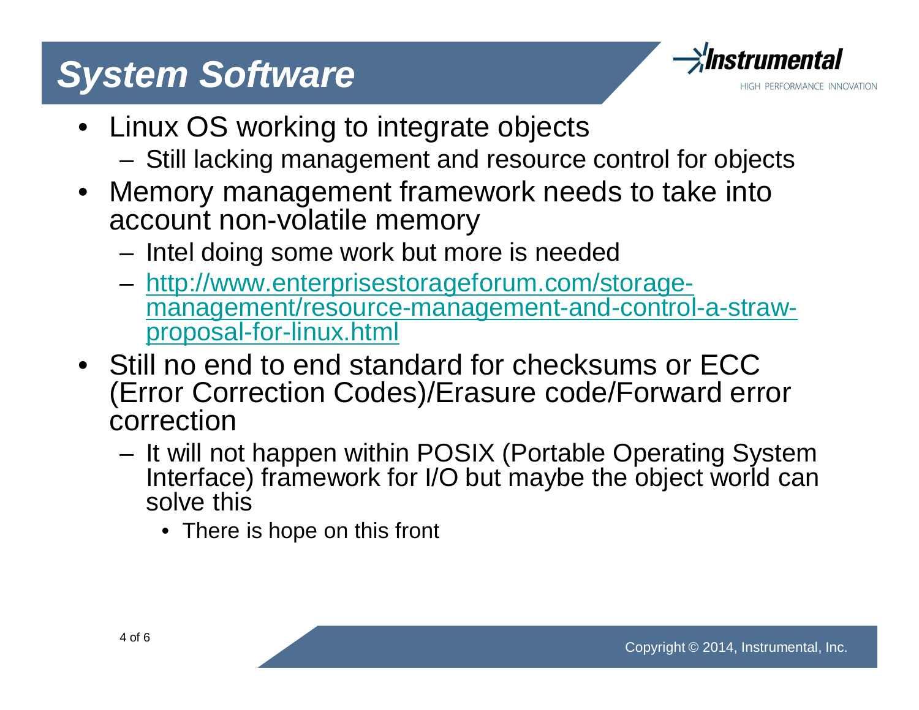# System Software

- Linux OS working to integrate objects
  - Still lacking management and resource control for objects
- Memory management framework needs to take into account non-volatile memory
  - Intel doing some work but more is needed
  - http://www.enterprisestorageforum.com/storage-management/resource-management-and-control-a-straw-proposal-for-linux.html
- Still no end to end standard for checksums or ECC (Error Correction Codes)/Erasure code/Forward error correction
  - It will not happen within POSIX (Portable Operating System Interface) framework for I/O but maybe the object world can solve this
    - There is hope on this front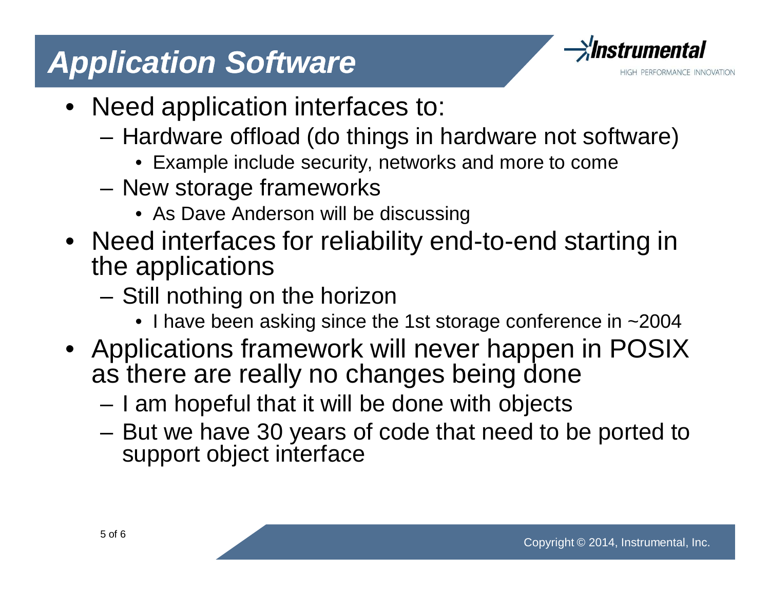# Application Software

- Need application interfaces to:
  - Hardware offload (do things in hardware not software)
    - Example include security, networks and more to come
  - New storage frameworks
    - As Dave Anderson will be discussing
- Need interfaces for reliability end-to-end starting in the applications
  - Still nothing on the horizon
    - I have been asking since the 1st storage conference in ~2004
- Applications framework will never happen in POSIX as there are really no changes being done
  - I am hopeful that it will be done with objects
  - But we have 30 years of code that need to be ported to support object interface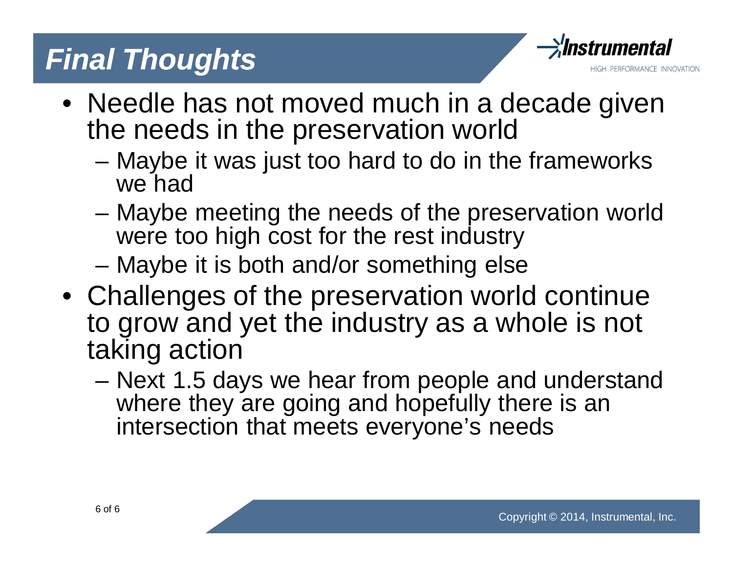# Final Thoughts

- Needle has not moved much in a decade given the needs in the preservation world
  - Maybe it was just too hard to do in the frameworks we had
  - Maybe meeting the needs of the preservation world were too high cost for the rest industry
  - Maybe it is both and/or something else
- Challenges of the preservation world continue to grow and yet the industry as a whole is not taking action
  - Next 1.5 days we hear from people and understand where they are going and hopefully there is an intersection that meets everyone’s needs